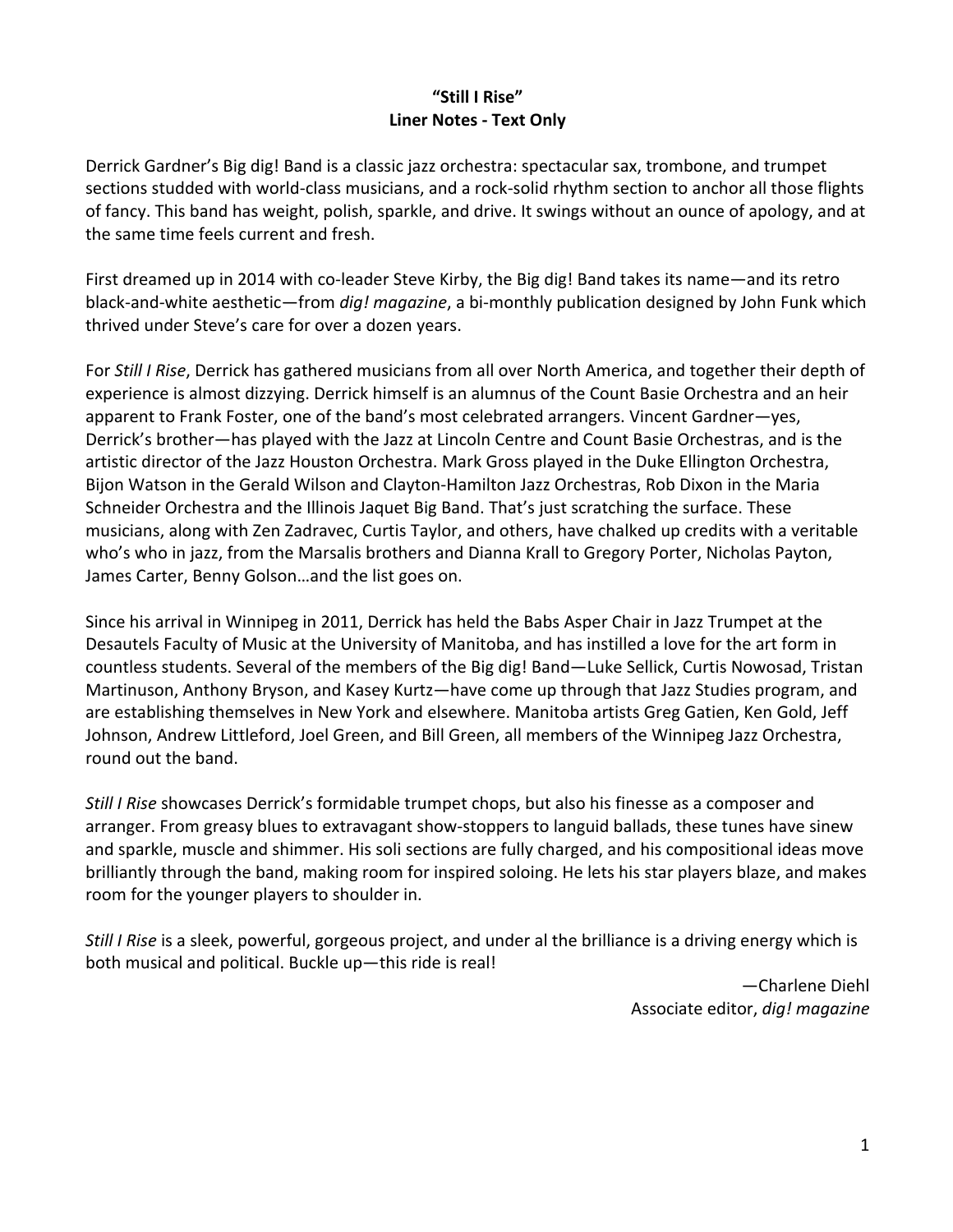**"Still I Rise"**
**Liner Notes - Text Only**

Derrick Gardner's Big dig! Band is a classic jazz orchestra: spectacular sax, trombone, and trumpet sections studded with world-class musicians, and a rock-solid rhythm section to anchor all those flights of fancy. This band has weight, polish, sparkle, and drive. It swings without an ounce of apology, and at the same time feels current and fresh.

First dreamed up in 2014 with co-leader Steve Kirby, the Big dig! Band takes its name—and its retro black-and-white aesthetic—from *dig! magazine*, a bi-monthly publication designed by John Funk which thrived under Steve's care for over a dozen years.

For *Still I Rise*, Derrick has gathered musicians from all over North America, and together their depth of experience is almost dizzying. Derrick himself is an alumnus of the Count Basie Orchestra and an heir apparent to Frank Foster, one of the band's most celebrated arrangers. Vincent Gardner—yes, Derrick's brother—has played with the Jazz at Lincoln Centre and Count Basie Orchestras, and is the artistic director of the Jazz Houston Orchestra. Mark Gross played in the Duke Ellington Orchestra, Bijon Watson in the Gerald Wilson and Clayton-Hamilton Jazz Orchestras, Rob Dixon in the Maria Schneider Orchestra and the Illinois Jaquet Big Band. That's just scratching the surface. These musicians, along with Zen Zadravec, Curtis Taylor, and others, have chalked up credits with a veritable who's who in jazz, from the Marsalis brothers and Dianna Krall to Gregory Porter, Nicholas Payton, James Carter, Benny Golson…and the list goes on.

Since his arrival in Winnipeg in 2011, Derrick has held the Babs Asper Chair in Jazz Trumpet at the Desautels Faculty of Music at the University of Manitoba, and has instilled a love for the art form in countless students. Several of the members of the Big dig! Band—Luke Sellick, Curtis Nowosad, Tristan Martinuson, Anthony Bryson, and Kasey Kurtz—have come up through that Jazz Studies program, and are establishing themselves in New York and elsewhere. Manitoba artists Greg Gatien, Ken Gold, Jeff Johnson, Andrew Littleford, Joel Green, and Bill Green, all members of the Winnipeg Jazz Orchestra, round out the band.

*Still I Rise* showcases Derrick's formidable trumpet chops, but also his finesse as a composer and arranger. From greasy blues to extravagant show-stoppers to languid ballads, these tunes have sinew and sparkle, muscle and shimmer. His soli sections are fully charged, and his compositional ideas move brilliantly through the band, making room for inspired soloing. He lets his star players blaze, and makes room for the younger players to shoulder in.

*Still I Rise* is a sleek, powerful, gorgeous project, and under al the brilliance is a driving energy which is both musical and political. Buckle up—this ride is real!

—Charlene Diehl
Associate editor, *dig! magazine*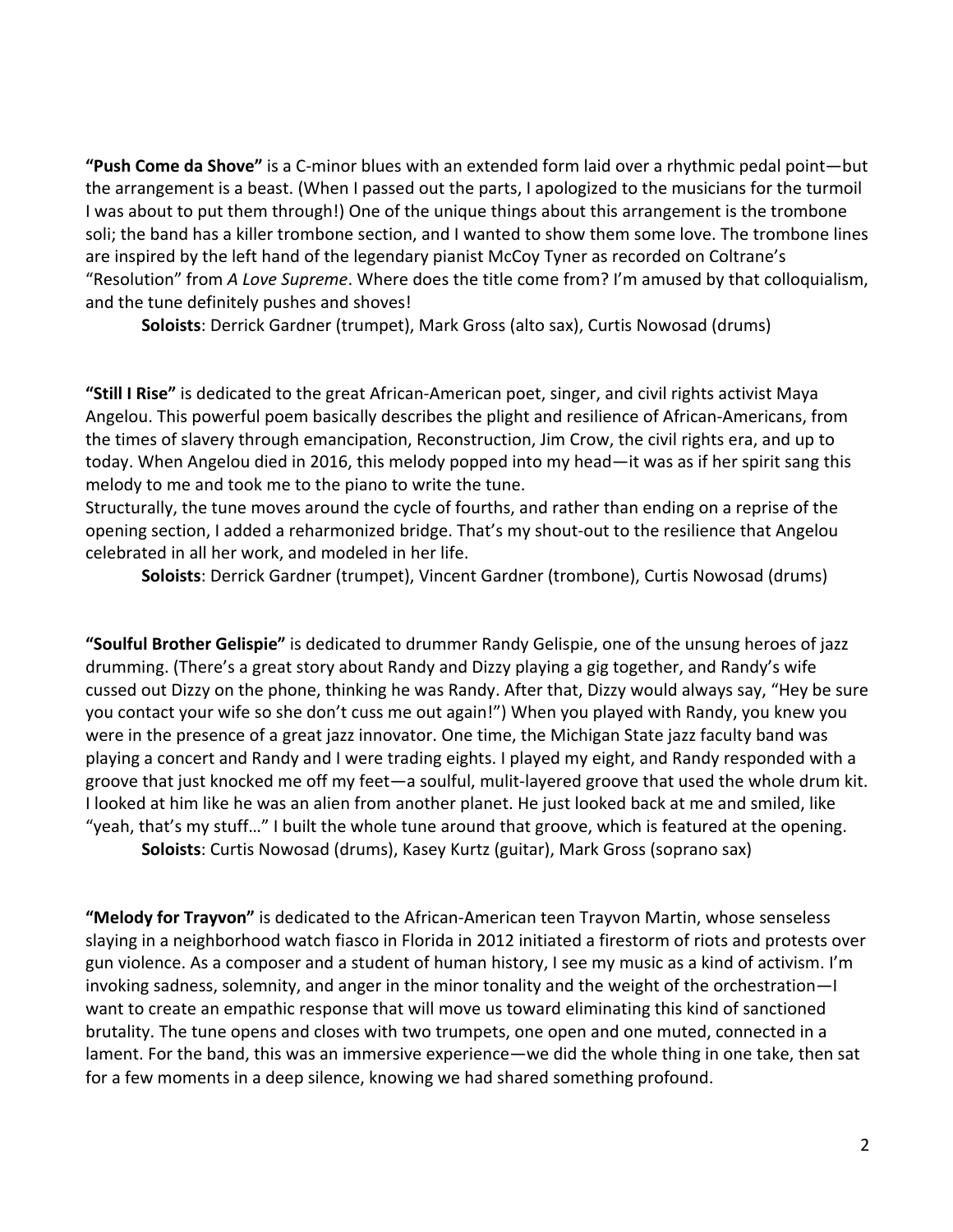**"Push Come da Shove"** is a C-minor blues with an extended form laid over a rhythmic pedal point—but the arrangement is a beast. (When I passed out the parts, I apologized to the musicians for the turmoil I was about to put them through!) One of the unique things about this arrangement is the trombone soli; the band has a killer trombone section, and I wanted to show them some love. The trombone lines are inspired by the left hand of the legendary pianist McCoy Tyner as recorded on Coltrane's "Resolution" from *A Love Supreme*. Where does the title come from? I'm amused by that colloquialism, and the tune definitely pushes and shoves!

**Soloists**: Derrick Gardner (trumpet), Mark Gross (alto sax), Curtis Nowosad (drums)

**"Still I Rise"** is dedicated to the great African-American poet, singer, and civil rights activist Maya Angelou. This powerful poem basically describes the plight and resilience of African-Americans, from the times of slavery through emancipation, Reconstruction, Jim Crow, the civil rights era, and up to today. When Angelou died in 2016, this melody popped into my head—it was as if her spirit sang this melody to me and took me to the piano to write the tune.

Structurally, the tune moves around the cycle of fourths, and rather than ending on a reprise of the opening section, I added a reharmonized bridge. That's my shout-out to the resilience that Angelou celebrated in all her work, and modeled in her life.

**Soloists**: Derrick Gardner (trumpet), Vincent Gardner (trombone), Curtis Nowosad (drums)

**"Soulful Brother Gelispie"** is dedicated to drummer Randy Gelispie, one of the unsung heroes of jazz drumming. (There's a great story about Randy and Dizzy playing a gig together, and Randy's wife cussed out Dizzy on the phone, thinking he was Randy. After that, Dizzy would always say, "Hey be sure you contact your wife so she don't cuss me out again!") When you played with Randy, you knew you were in the presence of a great jazz innovator. One time, the Michigan State jazz faculty band was playing a concert and Randy and I were trading eights. I played my eight, and Randy responded with a groove that just knocked me off my feet—a soulful, mulit-layered groove that used the whole drum kit. I looked at him like he was an alien from another planet. He just looked back at me and smiled, like "yeah, that's my stuff…" I built the whole tune around that groove, which is featured at the opening.

**Soloists**: Curtis Nowosad (drums), Kasey Kurtz (guitar), Mark Gross (soprano sax)

**"Melody for Trayvon"** is dedicated to the African-American teen Trayvon Martin, whose senseless slaying in a neighborhood watch fiasco in Florida in 2012 initiated a firestorm of riots and protests over gun violence. As a composer and a student of human history, I see my music as a kind of activism. I'm invoking sadness, solemnity, and anger in the minor tonality and the weight of the orchestration—I want to create an empathic response that will move us toward eliminating this kind of sanctioned brutality. The tune opens and closes with two trumpets, one open and one muted, connected in a lament. For the band, this was an immersive experience—we did the whole thing in one take, then sat for a few moments in a deep silence, knowing we had shared something profound.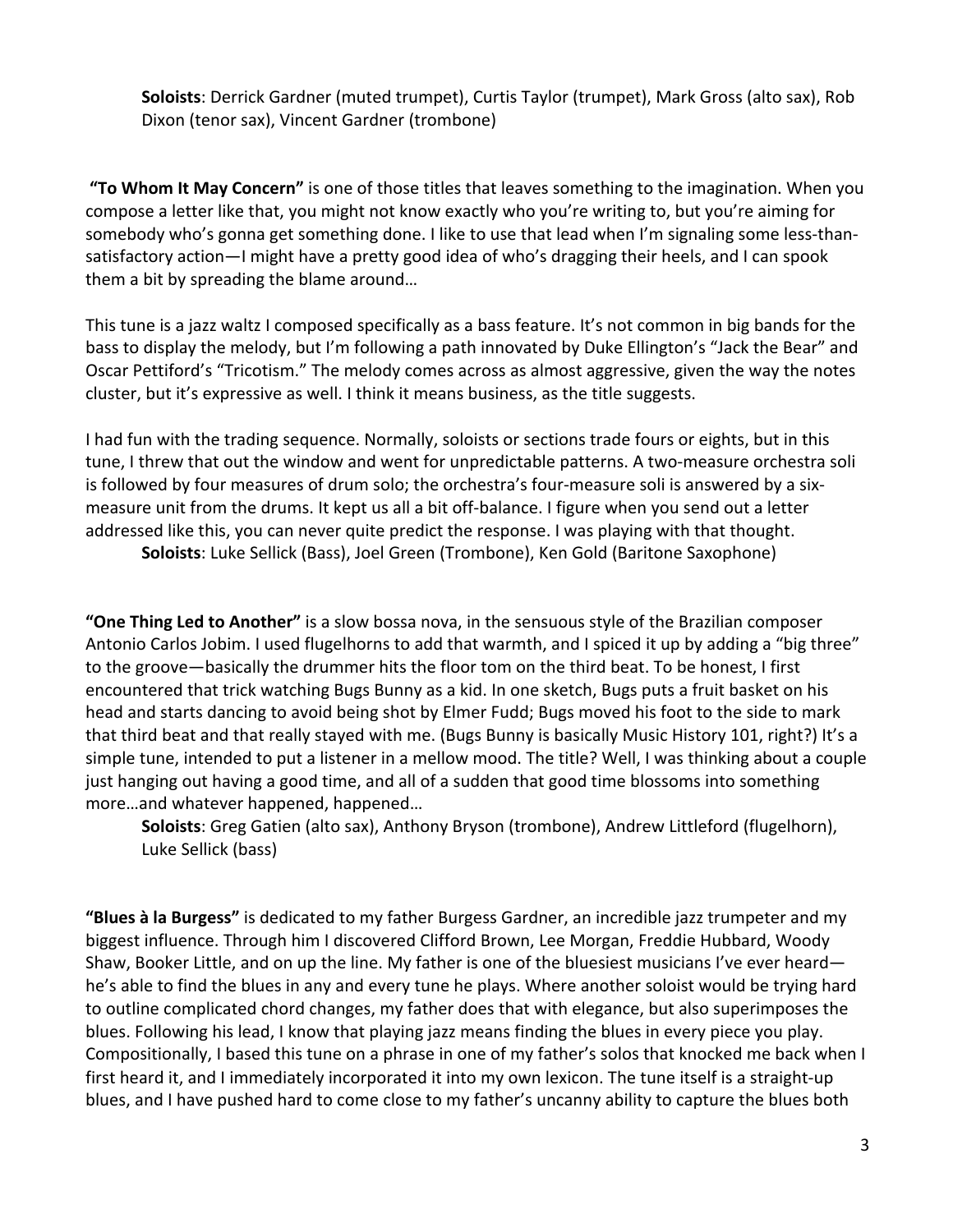**Soloists**: Derrick Gardner (muted trumpet), Curtis Taylor (trumpet), Mark Gross (alto sax), Rob Dixon (tenor sax), Vincent Gardner (trombone)

**"To Whom It May Concern"** is one of those titles that leaves something to the imagination. When you compose a letter like that, you might not know exactly who you're writing to, but you're aiming for somebody who's gonna get something done. I like to use that lead when I'm signaling some less-than-satisfactory action—I might have a pretty good idea of who's dragging their heels, and I can spook them a bit by spreading the blame around…

This tune is a jazz waltz I composed specifically as a bass feature. It's not common in big bands for the bass to display the melody, but I'm following a path innovated by Duke Ellington's "Jack the Bear" and Oscar Pettiford's "Tricotism." The melody comes across as almost aggressive, given the way the notes cluster, but it's expressive as well. I think it means business, as the title suggests.

I had fun with the trading sequence. Normally, soloists or sections trade fours or eights, but in this tune, I threw that out the window and went for unpredictable patterns. A two-measure orchestra soli is followed by four measures of drum solo; the orchestra's four-measure soli is answered by a six-measure unit from the drums. It kept us all a bit off-balance. I figure when you send out a letter addressed like this, you can never quite predict the response. I was playing with that thought.

**Soloists**: Luke Sellick (Bass), Joel Green (Trombone), Ken Gold (Baritone Saxophone)

**"One Thing Led to Another"** is a slow bossa nova, in the sensuous style of the Brazilian composer Antonio Carlos Jobim. I used flugelhorns to add that warmth, and I spiced it up by adding a "big three" to the groove—basically the drummer hits the floor tom on the third beat. To be honest, I first encountered that trick watching Bugs Bunny as a kid. In one sketch, Bugs puts a fruit basket on his head and starts dancing to avoid being shot by Elmer Fudd; Bugs moved his foot to the side to mark that third beat and that really stayed with me. (Bugs Bunny is basically Music History 101, right?) It's a simple tune, intended to put a listener in a mellow mood. The title? Well, I was thinking about a couple just hanging out having a good time, and all of a sudden that good time blossoms into something more…and whatever happened, happened…

**Soloists**: Greg Gatien (alto sax), Anthony Bryson (trombone), Andrew Littleford (flugelhorn), Luke Sellick (bass)

**"Blues à la Burgess"** is dedicated to my father Burgess Gardner, an incredible jazz trumpeter and my biggest influence. Through him I discovered Clifford Brown, Lee Morgan, Freddie Hubbard, Woody Shaw, Booker Little, and on up the line. My father is one of the bluesiest musicians I've ever heard—he's able to find the blues in any and every tune he plays. Where another soloist would be trying hard to outline complicated chord changes, my father does that with elegance, but also superimposes the blues. Following his lead, I know that playing jazz means finding the blues in every piece you play. Compositionally, I based this tune on a phrase in one of my father's solos that knocked me back when I first heard it, and I immediately incorporated it into my own lexicon. The tune itself is a straight-up blues, and I have pushed hard to come close to my father's uncanny ability to capture the blues both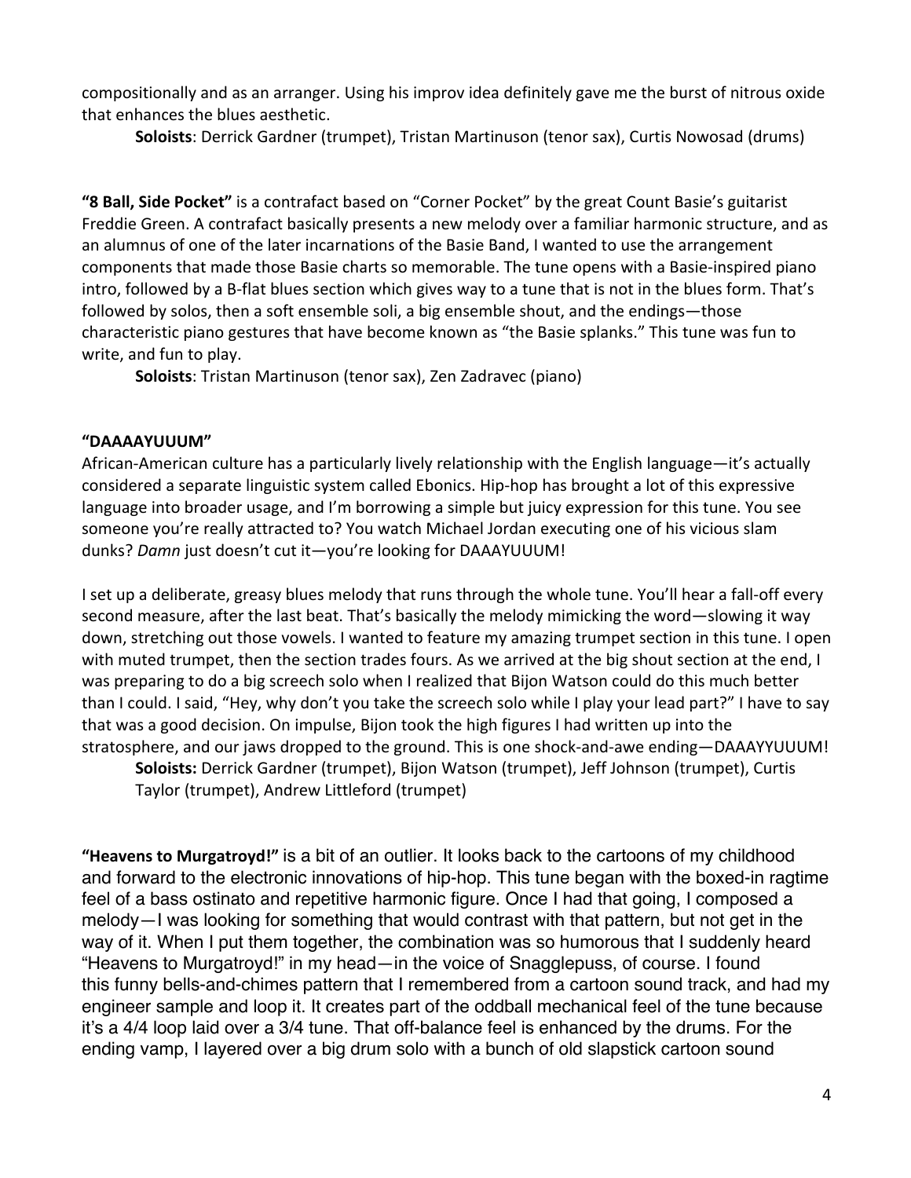compositionally and as an arranger. Using his improv idea definitely gave me the burst of nitrous oxide that enhances the blues aesthetic.

**Soloists**: Derrick Gardner (trumpet), Tristan Martinuson (tenor sax), Curtis Nowosad (drums)

**"8 Ball, Side Pocket"** is a contrafact based on "Corner Pocket" by the great Count Basie's guitarist Freddie Green. A contrafact basically presents a new melody over a familiar harmonic structure, and as an alumnus of one of the later incarnations of the Basie Band, I wanted to use the arrangement components that made those Basie charts so memorable. The tune opens with a Basie-inspired piano intro, followed by a B-flat blues section which gives way to a tune that is not in the blues form. That's followed by solos, then a soft ensemble soli, a big ensemble shout, and the endings—those characteristic piano gestures that have become known as "the Basie splanks." This tune was fun to write, and fun to play.

**Soloists**: Tristan Martinuson (tenor sax), Zen Zadravec (piano)

**"DAAAAYUUUM"**

African-American culture has a particularly lively relationship with the English language—it's actually considered a separate linguistic system called Ebonics. Hip-hop has brought a lot of this expressive language into broader usage, and I'm borrowing a simple but juicy expression for this tune. You see someone you're really attracted to? You watch Michael Jordan executing one of his vicious slam dunks? *Damn* just doesn't cut it—you're looking for DAAAYUUUM!

I set up a deliberate, greasy blues melody that runs through the whole tune. You'll hear a fall-off every second measure, after the last beat. That's basically the melody mimicking the word—slowing it way down, stretching out those vowels. I wanted to feature my amazing trumpet section in this tune. I open with muted trumpet, then the section trades fours. As we arrived at the big shout section at the end, I was preparing to do a big screech solo when I realized that Bijon Watson could do this much better than I could. I said, "Hey, why don't you take the screech solo while I play your lead part?" I have to say that was a good decision. On impulse, Bijon took the high figures I had written up into the stratosphere, and our jaws dropped to the ground. This is one shock-and-awe ending—DAAAYYUUUM!

**Soloists:** Derrick Gardner (trumpet), Bijon Watson (trumpet), Jeff Johnson (trumpet), Curtis Taylor (trumpet), Andrew Littleford (trumpet)

**"Heavens to Murgatroyd!"** is a bit of an outlier. It looks back to the cartoons of my childhood and forward to the electronic innovations of hip-hop. This tune began with the boxed-in ragtime feel of a bass ostinato and repetitive harmonic figure. Once I had that going, I composed a melody—I was looking for something that would contrast with that pattern, but not get in the way of it. When I put them together, the combination was so humorous that I suddenly heard "Heavens to Murgatroyd!" in my head—in the voice of Snagglepuss, of course. I found this funny bells-and-chimes pattern that I remembered from a cartoon sound track, and had my engineer sample and loop it. It creates part of the oddball mechanical feel of the tune because it's a 4/4 loop laid over a 3/4 tune. That off-balance feel is enhanced by the drums. For the ending vamp, I layered over a big drum solo with a bunch of old slapstick cartoon sound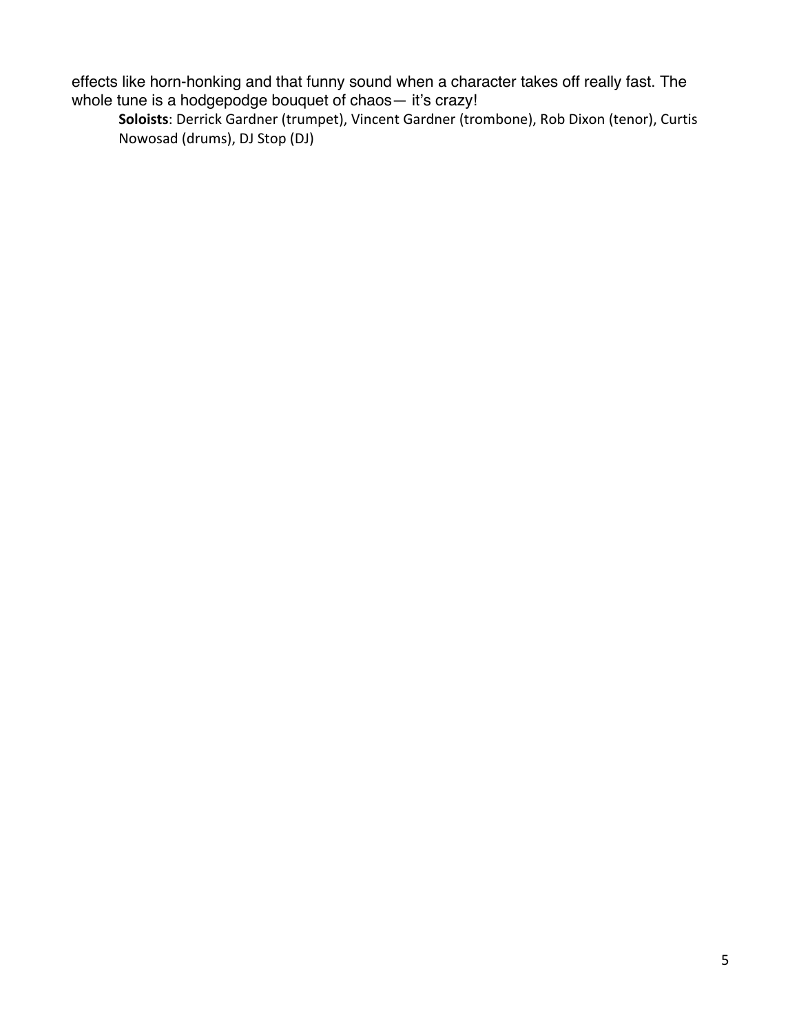effects like horn-honking and that funny sound when a character takes off really fast. The whole tune is a hodgepodge bouquet of chaos— it's crazy!

**Soloists**: Derrick Gardner (trumpet), Vincent Gardner (trombone), Rob Dixon (tenor), Curtis Nowosad (drums), DJ Stop (DJ)